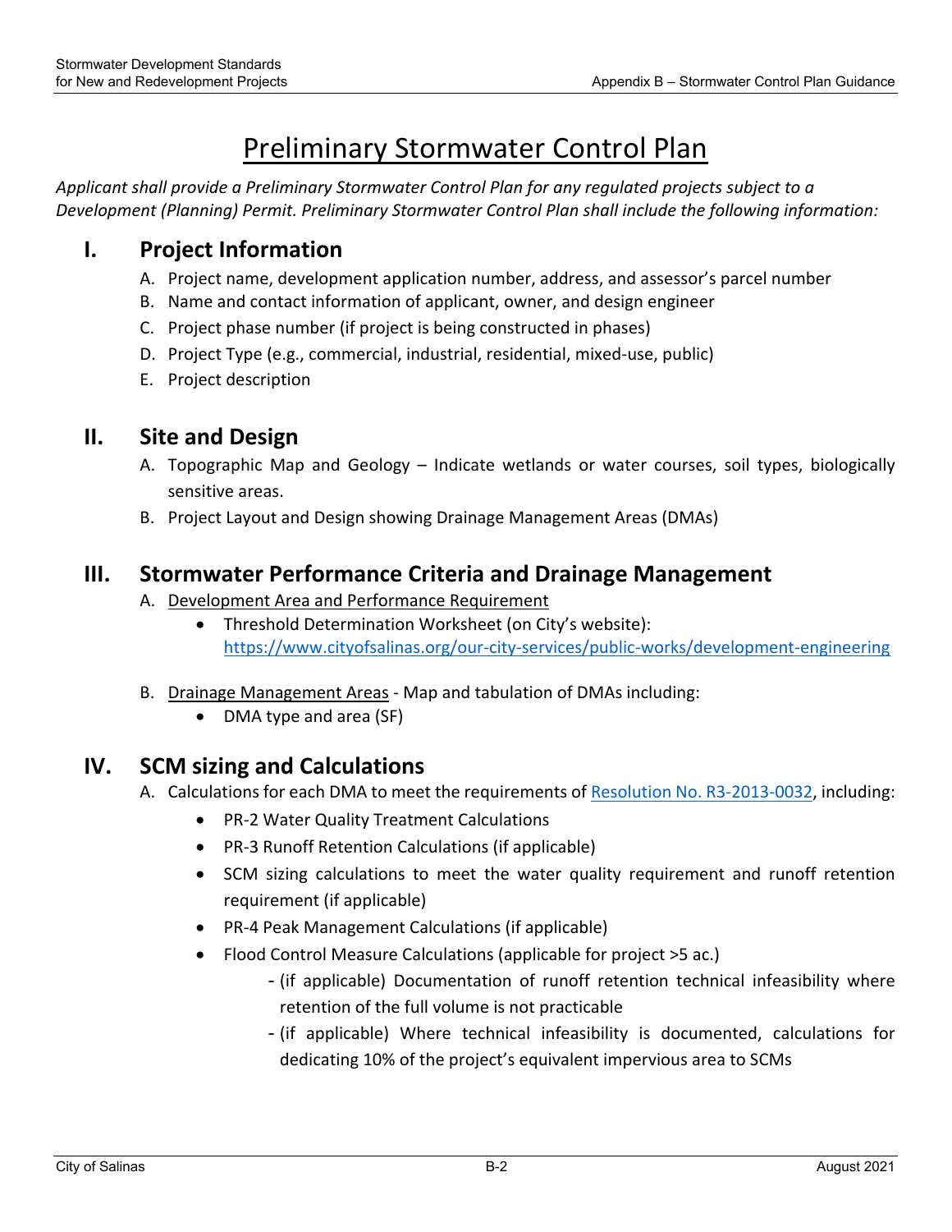# Preliminary Stormwater Control Plan

*Applicant shall provide a Preliminary Stormwater Control Plan for any regulated projects subject to a Development (Planning) Permit. Preliminary Stormwater Control Plan shall include the following information:*

## I. Project Information

A. Project name, development application number, address, and assessor's parcel number
B. Name and contact information of applicant, owner, and design engineer
C. Project phase number (if project is being constructed in phases)
D. Project Type (e.g., commercial, industrial, residential, mixed-use, public)
E. Project description

## II. Site and Design

A. Topographic Map and Geology – Indicate wetlands or water courses, soil types, biologically sensitive areas.
B. Project Layout and Design showing Drainage Management Areas (DMAs)

## III. Stormwater Performance Criteria and Drainage Management

A. Development Area and Performance Requirement
- Threshold Determination Worksheet (on City's website): https://www.cityofsalinas.org/our-city-services/public-works/development-engineering

B. Drainage Management Areas - Map and tabulation of DMAs including:
- DMA type and area (SF)

## IV. SCM sizing and Calculations

A. Calculations for each DMA to meet the requirements of Resolution No. R3-2013-0032, including:
- PR-2 Water Quality Treatment Calculations
- PR-3 Runoff Retention Calculations (if applicable)
- SCM sizing calculations to meet the water quality requirement and runoff retention requirement (if applicable)
- PR-4 Peak Management Calculations (if applicable)
- Flood Control Measure Calculations (applicable for project >5 ac.)
  - (if applicable) Documentation of runoff retention technical infeasibility where retention of the full volume is not practicable
  - (if applicable) Where technical infeasibility is documented, calculations for dedicating 10% of the project's equivalent impervious area to SCMs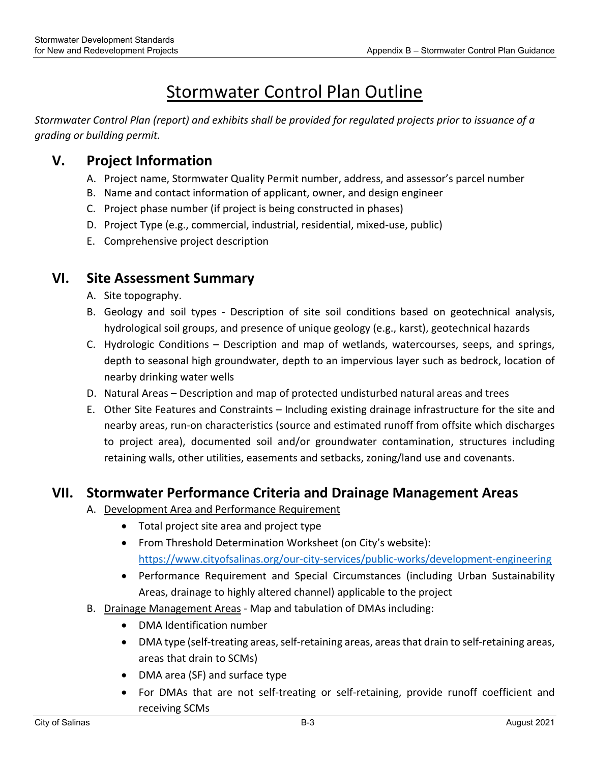# Stormwater Control Plan Outline

*Stormwater Control Plan (report) and exhibits shall be provided for regulated projects prior to issuance of a grading or building permit.*

## V. Project Information

A. Project name, Stormwater Quality Permit number, address, and assessor's parcel number

B. Name and contact information of applicant, owner, and design engineer

C. Project phase number (if project is being constructed in phases)

D. Project Type (e.g., commercial, industrial, residential, mixed-use, public)

E. Comprehensive project description

## VI. Site Assessment Summary

A. Site topography.

B. Geology and soil types - Description of site soil conditions based on geotechnical analysis, hydrological soil groups, and presence of unique geology (e.g., karst), geotechnical hazards

C. Hydrologic Conditions – Description and map of wetlands, watercourses, seeps, and springs, depth to seasonal high groundwater, depth to an impervious layer such as bedrock, location of nearby drinking water wells

D. Natural Areas – Description and map of protected undisturbed natural areas and trees

E. Other Site Features and Constraints – Including existing drainage infrastructure for the site and nearby areas, run-on characteristics (source and estimated runoff from offsite which discharges to project area), documented soil and/or groundwater contamination, structures including retaining walls, other utilities, easements and setbacks, zoning/land use and covenants.

## VII. Stormwater Performance Criteria and Drainage Management Areas

A. Development Area and Performance Requirement

- Total project site area and project type
- From Threshold Determination Worksheet (on City's website): https://www.cityofsalinas.org/our-city-services/public-works/development-engineering
- Performance Requirement and Special Circumstances (including Urban Sustainability Areas, drainage to highly altered channel) applicable to the project

B. Drainage Management Areas - Map and tabulation of DMAs including:

- DMA Identification number
- DMA type (self-treating areas, self-retaining areas, areas that drain to self-retaining areas, areas that drain to SCMs)
- DMA area (SF) and surface type
- For DMAs that are not self-treating or self-retaining, provide runoff coefficient and receiving SCMs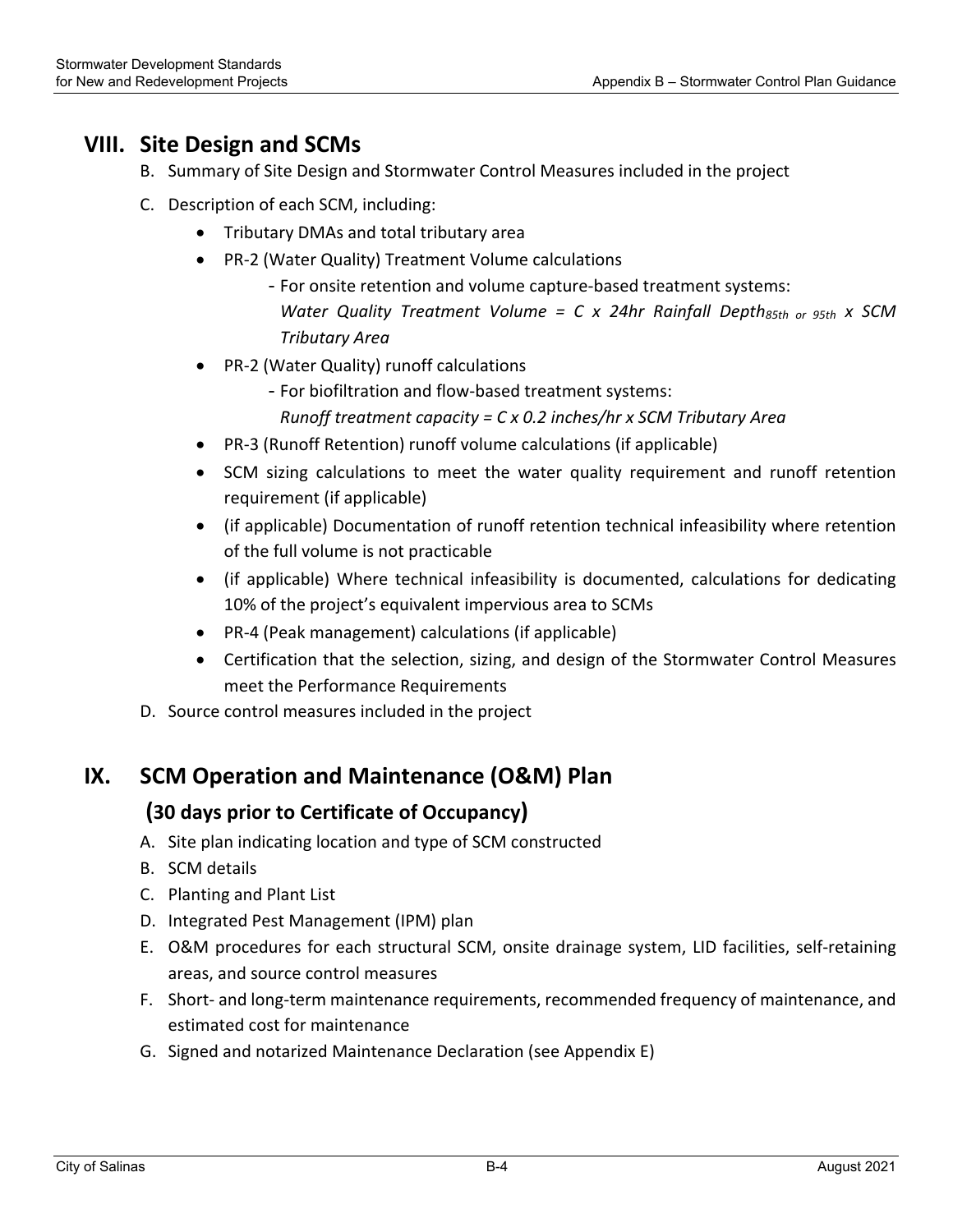## VIII. Site Design and SCMs

B. Summary of Site Design and Stormwater Control Measures included in the project

C. Description of each SCM, including:

- Tributary DMAs and total tributary area
- PR-2 (Water Quality) Treatment Volume calculations
  - For onsite retention and volume capture-based treatment systems:
    *Water Quality Treatment Volume = C x 24hr Rainfall Depth*$_{85th\ or\ 95th}$ *x SCM Tributary Area*
- PR-2 (Water Quality) runoff calculations
  - For biofiltration and flow-based treatment systems:
    *Runoff treatment capacity = C x 0.2 inches/hr x SCM Tributary Area*
- PR-3 (Runoff Retention) runoff volume calculations (if applicable)
- SCM sizing calculations to meet the water quality requirement and runoff retention requirement (if applicable)
- (if applicable) Documentation of runoff retention technical infeasibility where retention of the full volume is not practicable
- (if applicable) Where technical infeasibility is documented, calculations for dedicating 10% of the project's equivalent impervious area to SCMs
- PR-4 (Peak management) calculations (if applicable)
- Certification that the selection, sizing, and design of the Stormwater Control Measures meet the Performance Requirements

D. Source control measures included in the project

## IX. SCM Operation and Maintenance (O&M) Plan

### (30 days prior to Certificate of Occupancy)

A. Site plan indicating location and type of SCM constructed

B. SCM details

C. Planting and Plant List

D. Integrated Pest Management (IPM) plan

E. O&M procedures for each structural SCM, onsite drainage system, LID facilities, self-retaining areas, and source control measures

F. Short- and long-term maintenance requirements, recommended frequency of maintenance, and estimated cost for maintenance

G. Signed and notarized Maintenance Declaration (see Appendix E)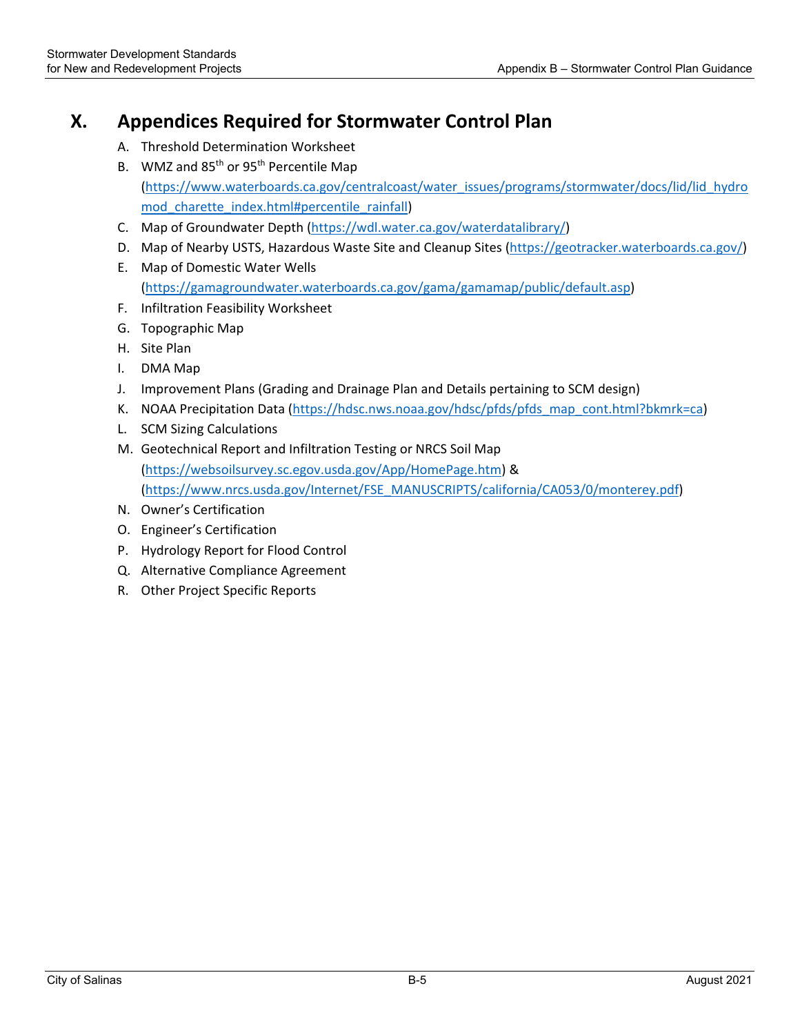# X. Appendices Required for Stormwater Control Plan

A. Threshold Determination Worksheet
B. WMZ and 85th or 95th Percentile Map (https://www.waterboards.ca.gov/centralcoast/water_issues/programs/stormwater/docs/lid/lid_hydromod_charette_index.html#percentile_rainfall)
C. Map of Groundwater Depth (https://wdl.water.ca.gov/waterdatalibrary/)
D. Map of Nearby USTS, Hazardous Waste Site and Cleanup Sites (https://geotracker.waterboards.ca.gov/)
E. Map of Domestic Water Wells (https://gamagroundwater.waterboards.ca.gov/gama/gamamap/public/default.asp)
F. Infiltration Feasibility Worksheet
G. Topographic Map
H. Site Plan
I. DMA Map
J. Improvement Plans (Grading and Drainage Plan and Details pertaining to SCM design)
K. NOAA Precipitation Data (https://hdsc.nws.noaa.gov/hdsc/pfds/pfds_map_cont.html?bkmrk=ca)
L. SCM Sizing Calculations
M. Geotechnical Report and Infiltration Testing or NRCS Soil Map (https://websoilsurvey.sc.egov.usda.gov/App/HomePage.htm) & (https://www.nrcs.usda.gov/Internet/FSE_MANUSCRIPTS/california/CA053/0/monterey.pdf)
N. Owner's Certification
O. Engineer's Certification
P. Hydrology Report for Flood Control
Q. Alternative Compliance Agreement
R. Other Project Specific Reports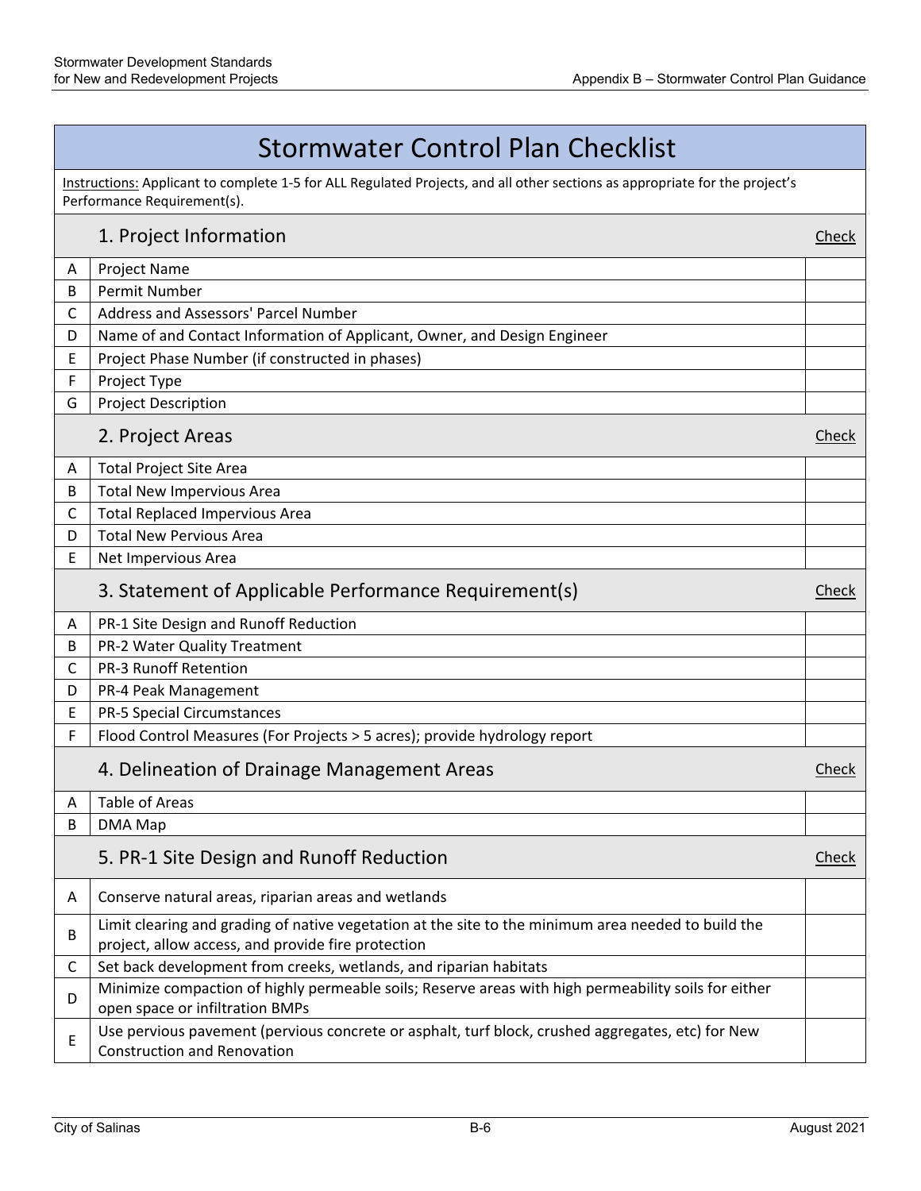# Stormwater Control Plan Checklist

Instructions: Applicant to complete 1-5 for ALL Regulated Projects, and all other sections as appropriate for the project's Performance Requirement(s).

| | 1. Project Information | Check |
|---|---|---|
| A | Project Name | |
| B | Permit Number | |
| C | Address and Assessors' Parcel Number | |
| D | Name of and Contact Information of Applicant, Owner, and Design Engineer | |
| E | Project Phase Number (if constructed in phases) | |
| F | Project Type | |
| G | Project Description | |

| | 2. Project Areas | Check |
|---|---|---|
| A | Total Project Site Area | |
| B | Total New Impervious Area | |
| C | Total Replaced Impervious Area | |
| D | Total New Pervious Area | |
| E | Net Impervious Area | |

| | 3. Statement of Applicable Performance Requirement(s) | Check |
|---|---|---|
| A | PR-1 Site Design and Runoff Reduction | |
| B | PR-2 Water Quality Treatment | |
| C | PR-3 Runoff Retention | |
| D | PR-4 Peak Management | |
| E | PR-5 Special Circumstances | |
| F | Flood Control Measures (For Projects > 5 acres); provide hydrology report | |

| | 4. Delineation of Drainage Management Areas | Check |
|---|---|---|
| A | Table of Areas | |
| B | DMA Map | |

| | 5. PR-1 Site Design and Runoff Reduction | Check |
|---|---|---|
| A | Conserve natural areas, riparian areas and wetlands | |
| B | Limit clearing and grading of native vegetation at the site to the minimum area needed to build the project, allow access, and provide fire protection | |
| C | Set back development from creeks, wetlands, and riparian habitats | |
| D | Minimize compaction of highly permeable soils; Reserve areas with high permeability soils for either open space or infiltration BMPs | |
| E | Use pervious pavement (pervious concrete or asphalt, turf block, crushed aggregates, etc) for New Construction and Renovation | |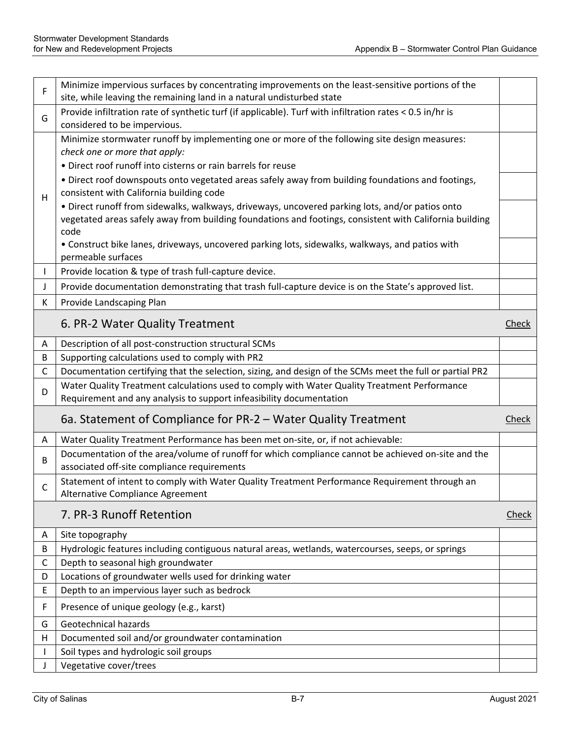| | | |
|---|---|---|
| F | Minimize impervious surfaces by concentrating improvements on the least-sensitive portions of the site, while leaving the remaining land in a natural undisturbed state | |
| G | Provide infiltration rate of synthetic turf (if applicable). Turf with infiltration rates < 0.5 in/hr is considered to be impervious. | |
| H | Minimize stormwater runoff by implementing one or more of the following site design measures: *check one or more that apply:* <br>• Direct roof runoff into cisterns or rain barrels for reuse | |
| | • Direct roof downspouts onto vegetated areas safely away from building foundations and footings, consistent with California building code | |
| | • Direct runoff from sidewalks, walkways, driveways, uncovered parking lots, and/or patios onto vegetated areas safely away from building foundations and footings, consistent with California building code | |
| | • Construct bike lanes, driveways, uncovered parking lots, sidewalks, walkways, and patios with permeable surfaces | |
| I | Provide location & type of trash full-capture device. | |
| J | Provide documentation demonstrating that trash full-capture device is on the State's approved list. | |
| K | Provide Landscaping Plan | |
| | **6. PR-2 Water Quality Treatment** | Check |
| A | Description of all post-construction structural SCMs | |
| B | Supporting calculations used to comply with PR2 | |
| C | Documentation certifying that the selection, sizing, and design of the SCMs meet the full or partial PR2 | |
| D | Water Quality Treatment calculations used to comply with Water Quality Treatment Performance Requirement and any analysis to support infeasibility documentation | |
| | **6a. Statement of Compliance for PR-2 – Water Quality Treatment** | Check |
| A | Water Quality Treatment Performance has been met on-site, or, if not achievable: | |
| B | Documentation of the area/volume of runoff for which compliance cannot be achieved on-site and the associated off-site compliance requirements | |
| C | Statement of intent to comply with Water Quality Treatment Performance Requirement through an Alternative Compliance Agreement | |
| | **7. PR-3 Runoff Retention** | Check |
| A | Site topography | |
| B | Hydrologic features including contiguous natural areas, wetlands, watercourses, seeps, or springs | |
| C | Depth to seasonal high groundwater | |
| D | Locations of groundwater wells used for drinking water | |
| E | Depth to an impervious layer such as bedrock | |
| F | Presence of unique geology (e.g., karst) | |
| G | Geotechnical hazards | |
| H | Documented soil and/or groundwater contamination | |
| I | Soil types and hydrologic soil groups | |
| J | Vegetative cover/trees | |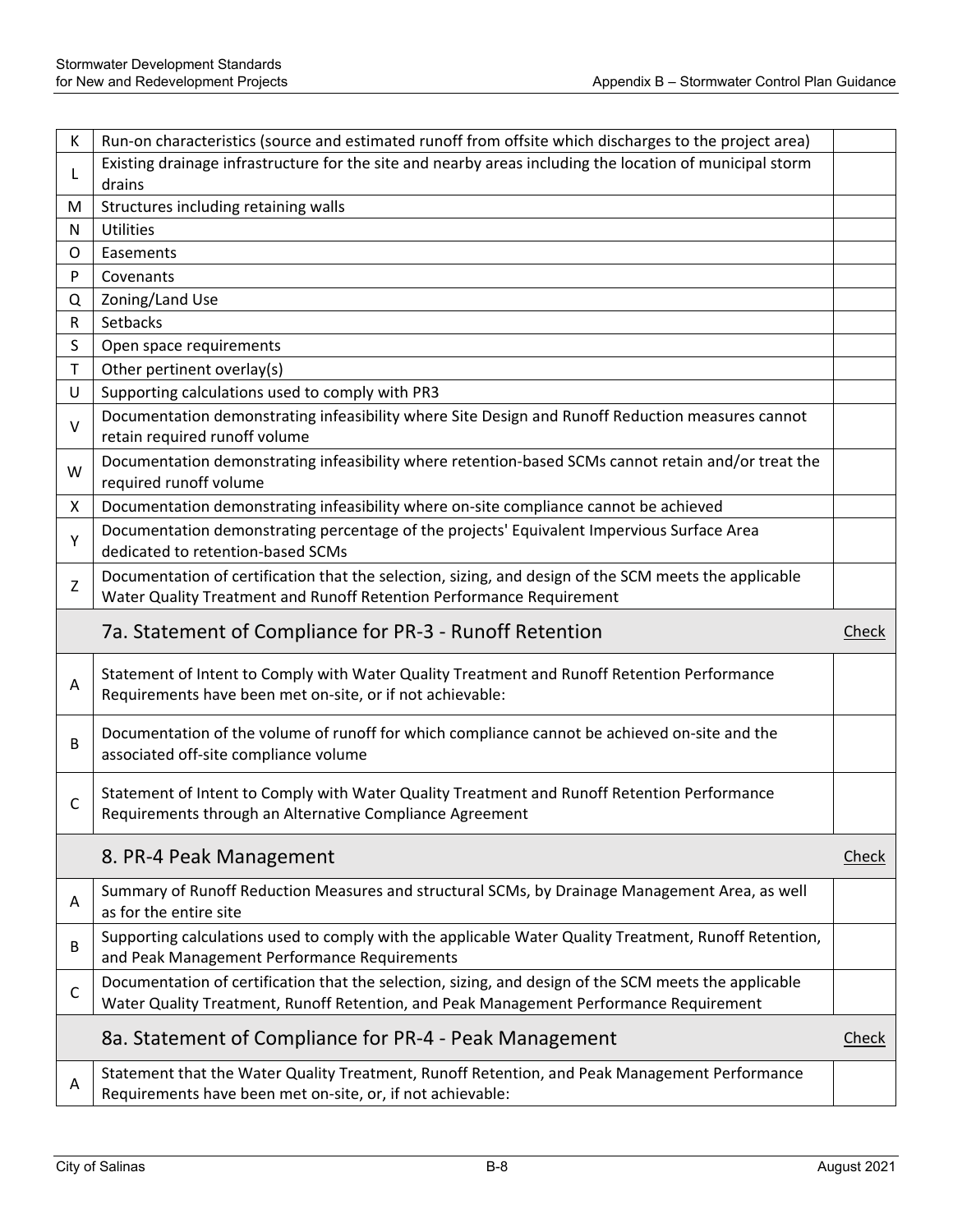| | | |
|---|---|---|
| K | Run-on characteristics (source and estimated runoff from offsite which discharges to the project area) | |
| L | Existing drainage infrastructure for the site and nearby areas including the location of municipal storm drains | |
| M | Structures including retaining walls | |
| N | Utilities | |
| O | Easements | |
| P | Covenants | |
| Q | Zoning/Land Use | |
| R | Setbacks | |
| S | Open space requirements | |
| T | Other pertinent overlay(s) | |
| U | Supporting calculations used to comply with PR3 | |
| V | Documentation demonstrating infeasibility where Site Design and Runoff Reduction measures cannot retain required runoff volume | |
| W | Documentation demonstrating infeasibility where retention-based SCMs cannot retain and/or treat the required runoff volume | |
| X | Documentation demonstrating infeasibility where on-site compliance cannot be achieved | |
| Y | Documentation demonstrating percentage of the projects' Equivalent Impervious Surface Area dedicated to retention-based SCMs | |
| Z | Documentation of certification that the selection, sizing, and design of the SCM meets the applicable Water Quality Treatment and Runoff Retention Performance Requirement | |
| | **7a. Statement of Compliance for PR-3 - Runoff Retention** | Check |
| A | Statement of Intent to Comply with Water Quality Treatment and Runoff Retention Performance Requirements have been met on-site, or if not achievable: | |
| B | Documentation of the volume of runoff for which compliance cannot be achieved on-site and the associated off-site compliance volume | |
| C | Statement of Intent to Comply with Water Quality Treatment and Runoff Retention Performance Requirements through an Alternative Compliance Agreement | |
| | **8. PR-4 Peak Management** | Check |
| A | Summary of Runoff Reduction Measures and structural SCMs, by Drainage Management Area, as well as for the entire site | |
| B | Supporting calculations used to comply with the applicable Water Quality Treatment, Runoff Retention, and Peak Management Performance Requirements | |
| C | Documentation of certification that the selection, sizing, and design of the SCM meets the applicable Water Quality Treatment, Runoff Retention, and Peak Management Performance Requirement | |
| | **8a. Statement of Compliance for PR-4 - Peak Management** | Check |
| A | Statement that the Water Quality Treatment, Runoff Retention, and Peak Management Performance Requirements have been met on-site, or, if not achievable: | |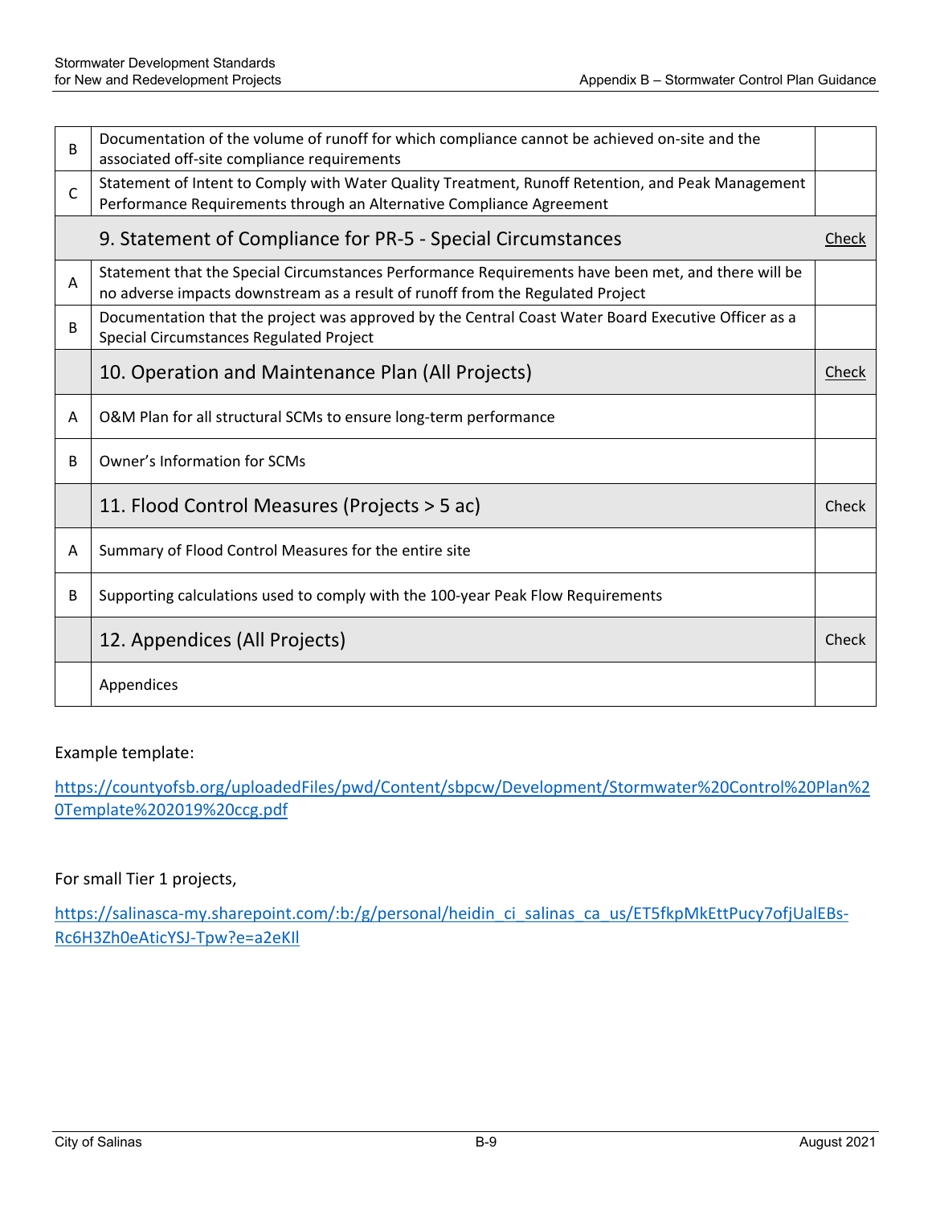| | | |
|---|---|---|
| B | Documentation of the volume of runoff for which compliance cannot be achieved on-site and the associated off-site compliance requirements | |
| C | Statement of Intent to Comply with Water Quality Treatment, Runoff Retention, and Peak Management Performance Requirements through an Alternative Compliance Agreement | |
| | 9. Statement of Compliance for PR-5 - Special Circumstances | Check |
| A | Statement that the Special Circumstances Performance Requirements have been met, and there will be no adverse impacts downstream as a result of runoff from the Regulated Project | |
| B | Documentation that the project was approved by the Central Coast Water Board Executive Officer as a Special Circumstances Regulated Project | |
| | 10. Operation and Maintenance Plan (All Projects) | Check |
| A | O&M Plan for all structural SCMs to ensure long-term performance | |
| B | Owner's Information for SCMs | |
| | 11. Flood Control Measures (Projects > 5 ac) | Check |
| A | Summary of Flood Control Measures for the entire site | |
| B | Supporting calculations used to comply with the 100-year Peak Flow Requirements | |
| | 12. Appendices (All Projects) | Check |
| | Appendices | |

Example template:

https://countyofsb.org/uploadedFiles/pwd/Content/sbpcw/Development/Stormwater%20Control%20Plan%20Template%202019%20ccg.pdf

For small Tier 1 projects,

https://salinasca-my.sharepoint.com/:b:/g/personal/heidin_ci_salinas_ca_us/ET5fkpMkEttPucy7ofjUalEBs-Rc6H3Zh0eAticYSJ-Tpw?e=a2eKll